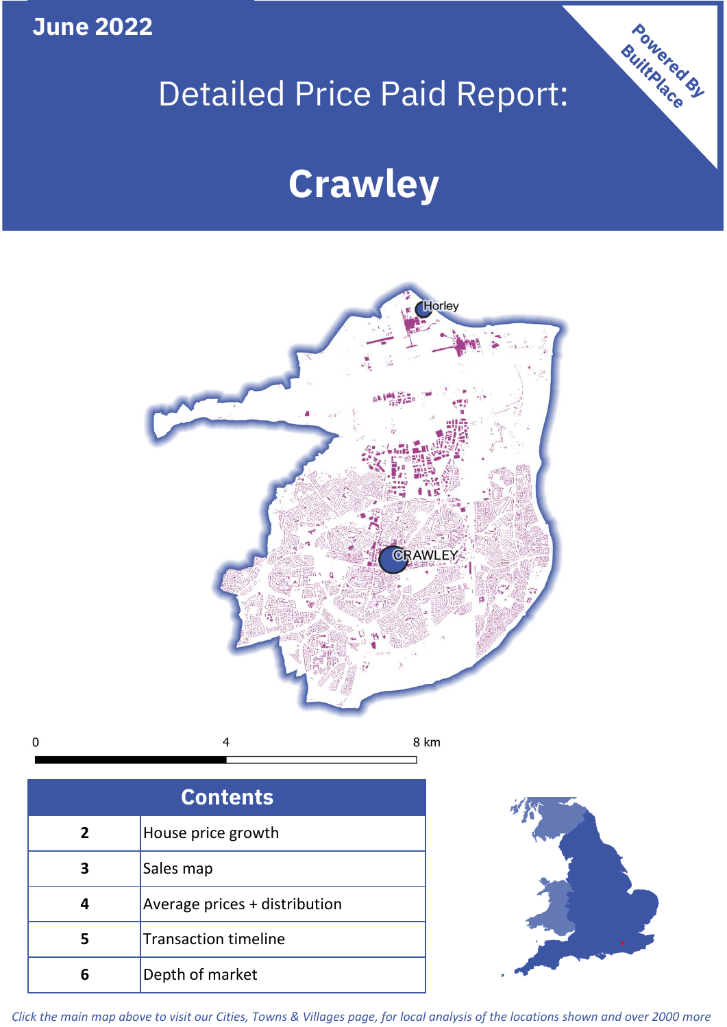June 2022

# Detailed Price Paid Report:

# Crawley

Powered By BuiltPlace

| Contents | |
|---|---|
| 2 | House price growth |
| 3 | Sales map |
| 4 | Average prices + distribution |
| 5 | Transaction timeline |
| 6 | Depth of market |

*Click the main map above to visit our Cities, Towns & Villages page, for local analysis of the locations shown and over 2000 more*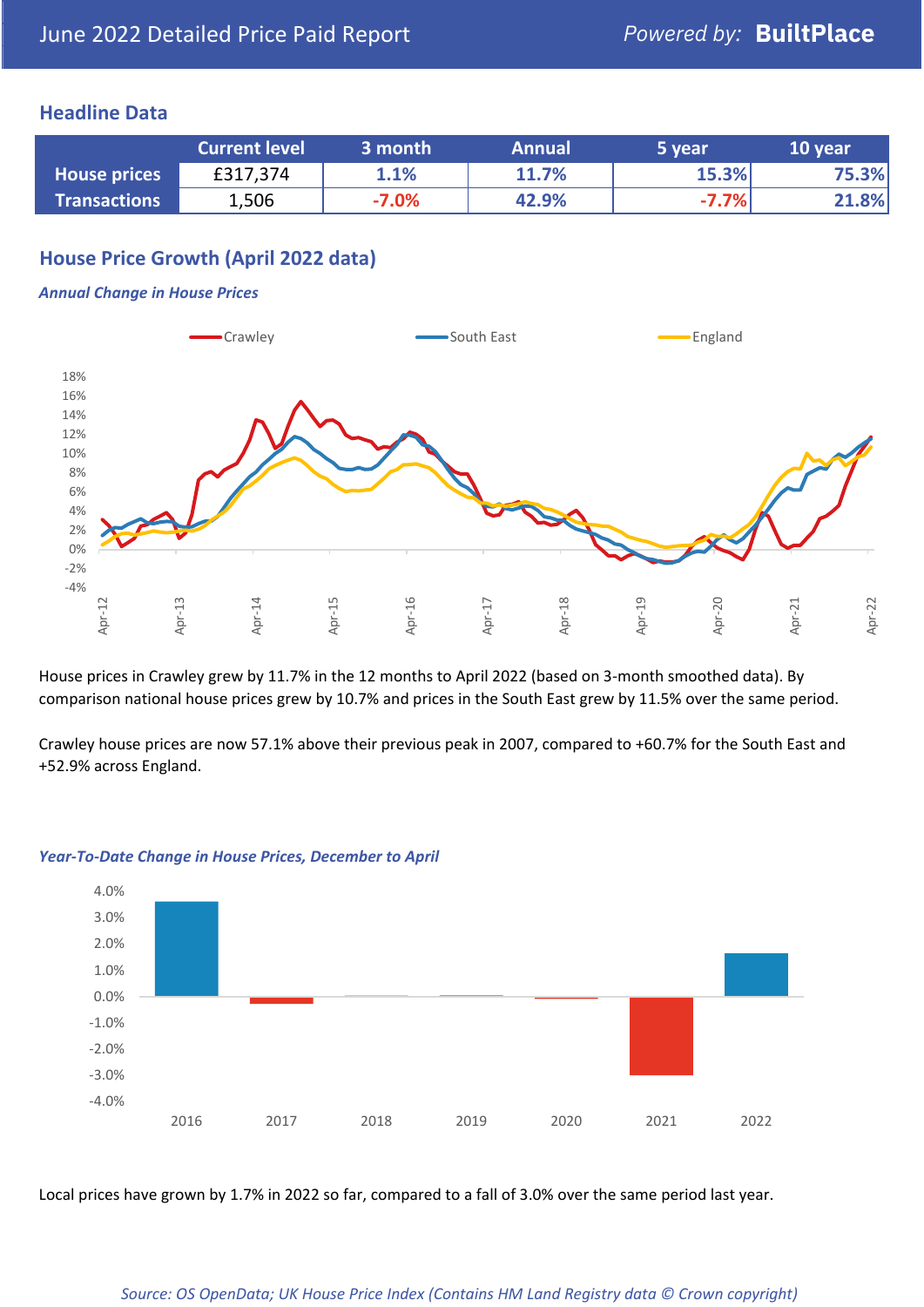June 2022 Detailed Price Paid Report

*Powered by:* **BuiltPlace**

## Headline Data

| | Current level | 3 month | Annual | 5 year | 10 year |
|---|---|---|---|---|---|
| **House prices** | £317,374 | 1.1% | 11.7% | 15.3% | 75.3% |
| **Transactions** | 1,506 | -7.0% | 42.9% | -7.7% | 21.8% |

## House Price Growth (April 2022 data)

### *Annual Change in House Prices*

House prices in Crawley grew by 11.7% in the 12 months to April 2022 (based on 3-month smoothed data). By comparison national house prices grew by 10.7% and prices in the South East grew by 11.5% over the same period.

Crawley house prices are now 57.1% above their previous peak in 2007, compared to +60.7% for the South East and +52.9% across England.

### *Year-To-Date Change in House Prices, December to April*

Local prices have grown by 1.7% in 2022 so far, compared to a fall of 3.0% over the same period last year.

*Source: OS OpenData; UK House Price Index (Contains HM Land Registry data © Crown copyright)*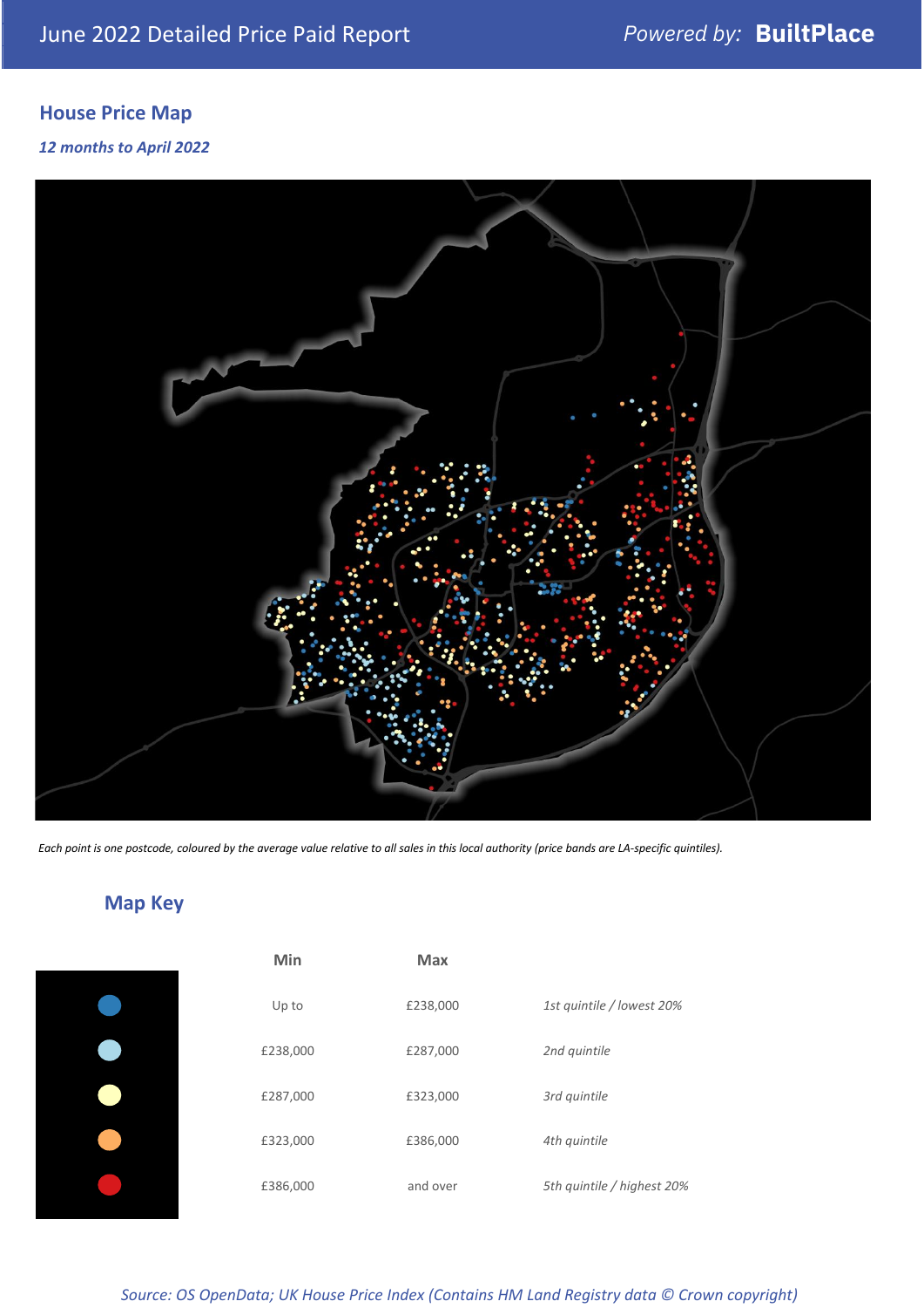June 2022 Detailed Price Paid Report

*Powered by:* **BuiltPlace**

## House Price Map

***12 months to April 2022***

*Each point is one postcode, coloured by the average value relative to all sales in this local authority (price bands are LA-specific quintiles).*

## Map Key

| | Min | Max | |
|---|---|---|---|
| | Up to | £238,000 | *1st quintile / lowest 20%* |
| | £238,000 | £287,000 | *2nd quintile* |
| | £287,000 | £323,000 | *3rd quintile* |
| | £323,000 | £386,000 | *4th quintile* |
| | £386,000 | and over | *5th quintile / highest 20%* |

*Source: OS OpenData; UK House Price Index (Contains HM Land Registry data © Crown copyright)*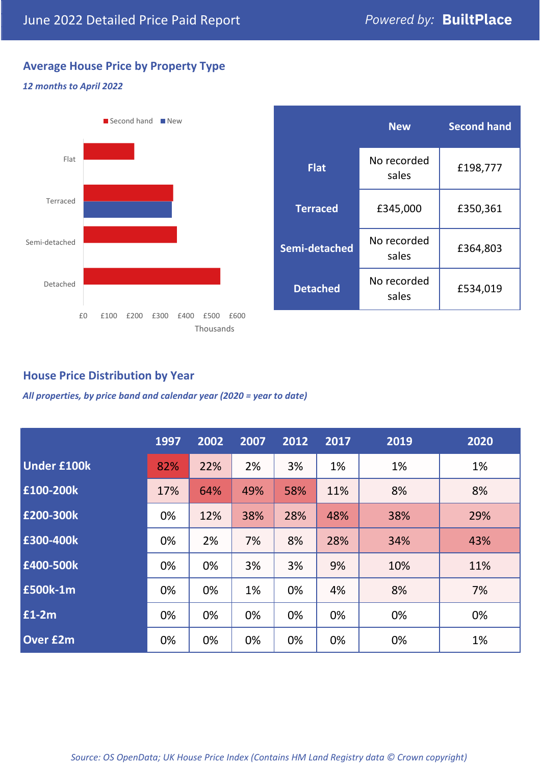June 2022 Detailed Price Paid Report — Powered by: **BuiltPlace**

## Average House Price by Property Type

*12 months to April 2022*

|  | New | Second hand |
|---|---|---|
| **Flat** | No recorded sales | £198,777 |
| **Terraced** | £345,000 | £350,361 |
| **Semi-detached** | No recorded sales | £364,803 |
| **Detached** | No recorded sales | £534,019 |

## House Price Distribution by Year

*All properties, by price band and calendar year (2020 = year to date)*

|  | 1997 | 2002 | 2007 | 2012 | 2017 | 2019 | 2020 |
|---|---|---|---|---|---|---|---|
| **Under £100k** | 82% | 22% | 2% | 3% | 1% | 1% | 1% |
| **£100-200k** | 17% | 64% | 49% | 58% | 11% | 8% | 8% |
| **£200-300k** | 0% | 12% | 38% | 28% | 48% | 38% | 29% |
| **£300-400k** | 0% | 2% | 7% | 8% | 28% | 34% | 43% |
| **£400-500k** | 0% | 0% | 3% | 3% | 9% | 10% | 11% |
| **£500k-1m** | 0% | 0% | 1% | 0% | 4% | 8% | 7% |
| **£1-2m** | 0% | 0% | 0% | 0% | 0% | 0% | 0% |
| **Over £2m** | 0% | 0% | 0% | 0% | 0% | 0% | 1% |

*Source: OS OpenData; UK House Price Index (Contains HM Land Registry data © Crown copyright)*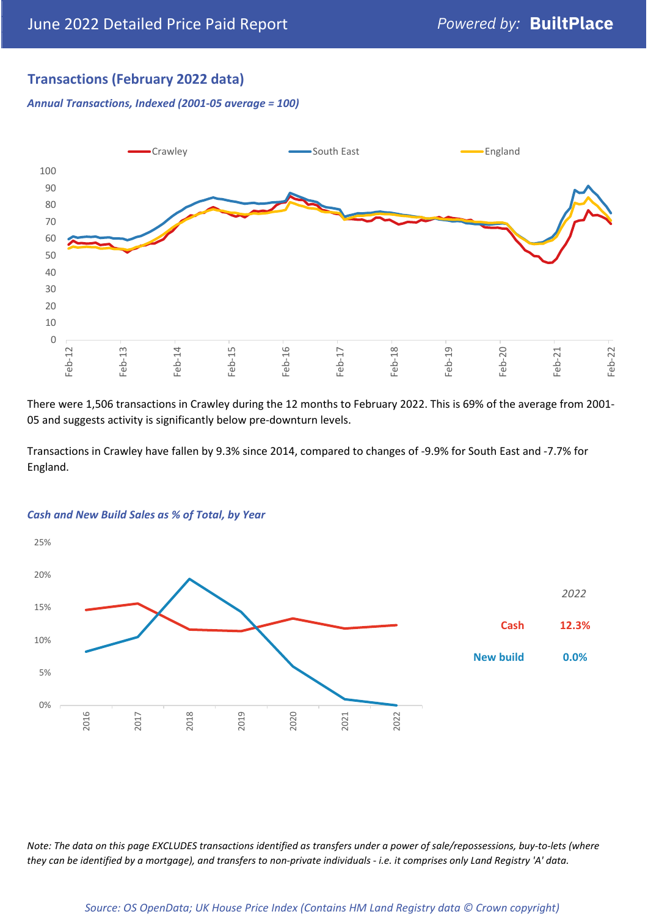## Transactions (February 2022 data)

### *Annual Transactions, Indexed (2001-05 average = 100)*

There were 1,506 transactions in Crawley during the 12 months to February 2022. This is 69% of the average from 2001-05 and suggests activity is significantly below pre-downturn levels.

Transactions in Crawley have fallen by 9.3% since 2014, compared to changes of -9.9% for South East and -7.7% for England.

### *Cash and New Build Sales as % of Total, by Year*

| 2022 | |
|---|---|
| Cash | 12.3% |
| New build | 0.0% |

*Note: The data on this page EXCLUDES transactions identified as transfers under a power of sale/repossessions, buy-to-lets (where they can be identified by a mortgage), and transfers to non-private individuals - i.e. it comprises only Land Registry 'A' data.*

*Source: OS OpenData; UK House Price Index (Contains HM Land Registry data © Crown copyright)*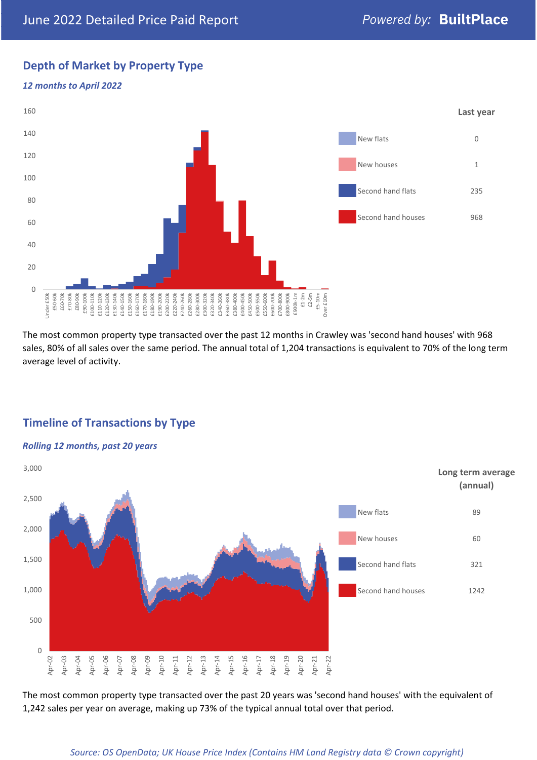June 2022 Detailed Price Paid Report

Powered by: **BuiltPlace**

## Depth of Market by Property Type

*12 months to April 2022*

160
140
120
100
80
60
40
20
0

Under £50k, £50-60k, £60-70k, £70-80k, £80-90k, £90-100k, £100-110k, £110-120k, £120-130k, £130-140k, £140-150k, £150-160k, £160-170k, £170-180k, £180-190k, £190-200k, £200-220k, £220-240k, £240-260k, £260-280k, £280-300k, £300-320k, £320-340k, £340-360k, £360-380k, £380-400k, £400-450k, £450-500k, £500-550k, £550-600k, £600-700k, £700-800k, £800-900k, £900k-1m, £1-2m, £2-5m, £5-10m, Over £10m

Last year

New flats 0

New houses 1

Second hand flats 235

Second hand houses 968

The most common property type transacted over the past 12 months in Crawley was 'second hand houses' with 968 sales, 80% of all sales over the same period. The annual total of 1,204 transactions is equivalent to 70% of the long term average level of activity.

## Timeline of Transactions by Type

*Rolling 12 months, past 20 years*

3,000
2,500
2,000
1,500
1,000
500
0

Apr-02, Apr-03, Apr-04, Apr-05, Apr-06, Apr-07, Apr-08, Apr-09, Apr-10, Apr-11, Apr-12, Apr-13, Apr-14, Apr-15, Apr-16, Apr-17, Apr-18, Apr-19, Apr-20, Apr-21, Apr-22

Long term average (annual)

New flats 89

New houses 60

Second hand flats 321

Second hand houses 1242

The most common property type transacted over the past 20 years was 'second hand houses' with the equivalent of 1,242 sales per year on average, making up 73% of the typical annual total over that period.

*Source: OS OpenData; UK House Price Index (Contains HM Land Registry data © Crown copyright)*